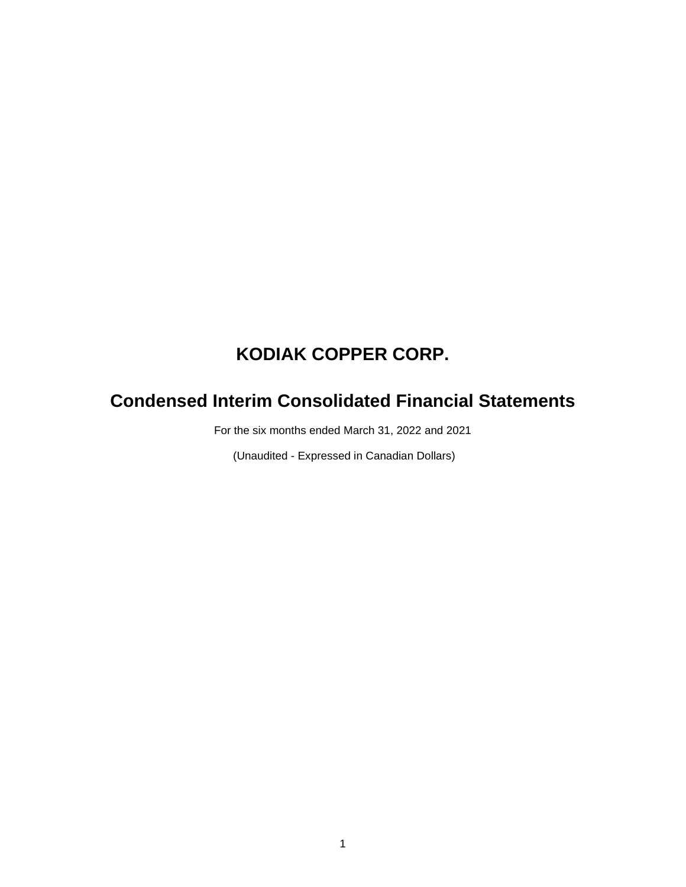# KODIAK COPPER CORP.

# Condensed Interim Consolidated Financial Statements

For the six months ended March 31, 2022 and 2021

(Unaudited - Expressed in Canadian Dollars)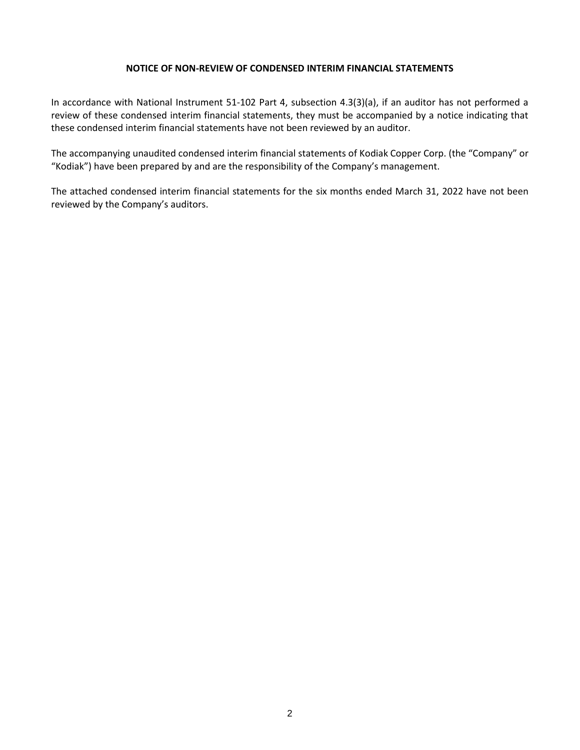**NOTICE OF NON-REVIEW OF CONDENSED INTERIM FINANCIAL STATEMENTS**

In accordance with National Instrument 51-102 Part 4, subsection 4.3(3)(a), if an auditor has not performed a review of these condensed interim financial statements, they must be accompanied by a notice indicating that these condensed interim financial statements have not been reviewed by an auditor.

The accompanying unaudited condensed interim financial statements of Kodiak Copper Corp. (the "Company" or "Kodiak") have been prepared by and are the responsibility of the Company's management.

The attached condensed interim financial statements for the six months ended March 31, 2022 have not been reviewed by the Company's auditors.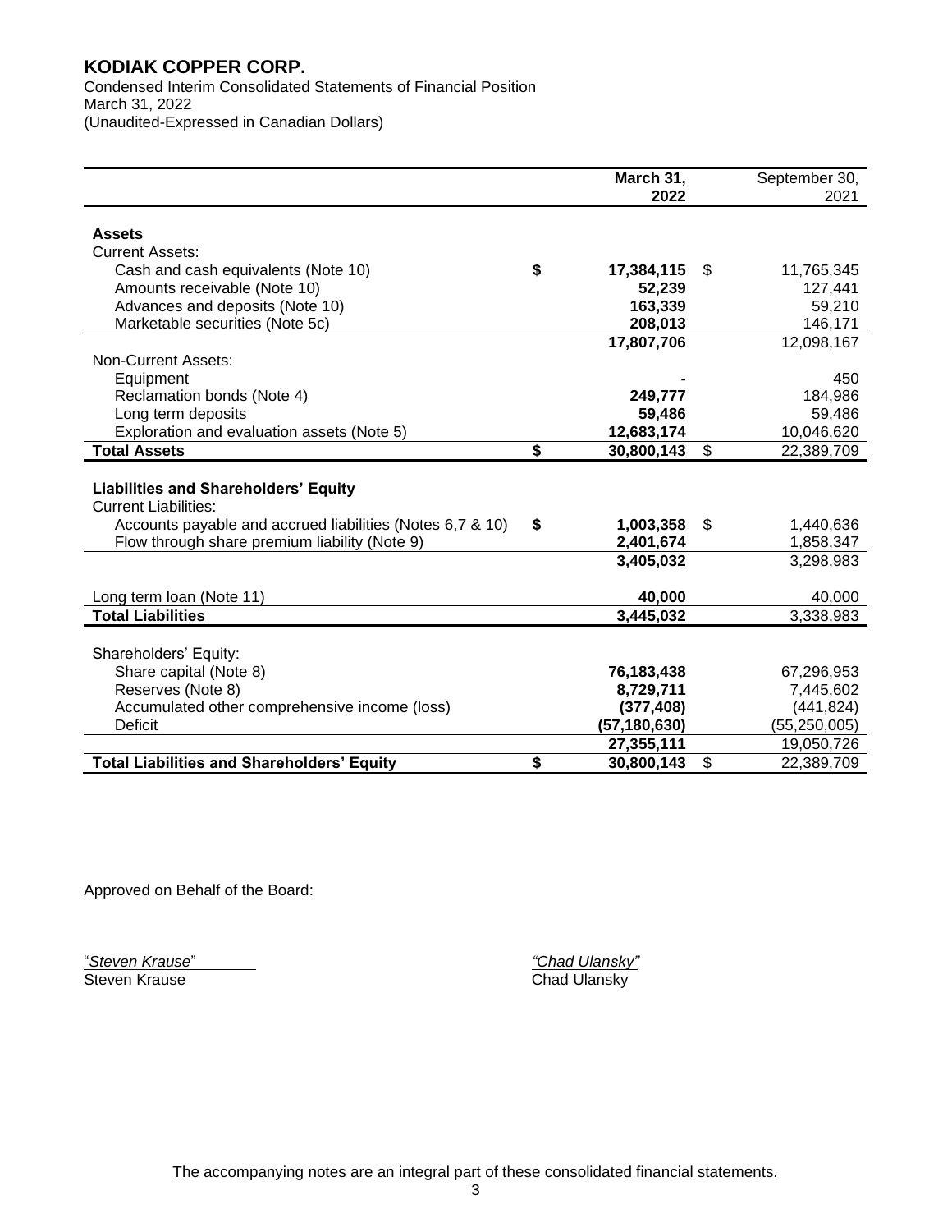# KODIAK COPPER CORP.

Condensed Interim Consolidated Statements of Financial Position
March 31, 2022
(Unaudited-Expressed in Canadian Dollars)

| | | March 31, 2022 | | September 30, 2021 |
|---|---|---|---|---|
| **Assets** | | | | |
| Current Assets: | | | | |
| Cash and cash equivalents (Note 10) | **$** | **17,384,115** | $ | 11,765,345 |
| Amounts receivable (Note 10) | | **52,239** | | 127,441 |
| Advances and deposits (Note 10) | | **163,339** | | 59,210 |
| Marketable securities (Note 5c) | | **208,013** | | 146,171 |
| | | **17,807,706** | | 12,098,167 |
| Non-Current Assets: | | | | |
| Equipment | | **-** | | 450 |
| Reclamation bonds (Note 4) | | **249,777** | | 184,986 |
| Long term deposits | | **59,486** | | 59,486 |
| Exploration and evaluation assets (Note 5) | | **12,683,174** | | 10,046,620 |
| **Total Assets** | **$** | **30,800,143** | $ | 22,389,709 |
| **Liabilities and Shareholders' Equity** | | | | |
| Current Liabilities: | | | | |
| Accounts payable and accrued liabilities (Notes 6,7 & 10) | **$** | **1,003,358** | $ | 1,440,636 |
| Flow through share premium liability (Note 9) | | **2,401,674** | | 1,858,347 |
| | | **3,405,032** | | 3,298,983 |
| Long term loan (Note 11) | | **40,000** | | 40,000 |
| **Total Liabilities** | | **3,445,032** | | 3,338,983 |
| Shareholders' Equity: | | | | |
| Share capital (Note 8) | | **76,183,438** | | 67,296,953 |
| Reserves (Note 8) | | **8,729,711** | | 7,445,602 |
| Accumulated other comprehensive income (loss) | | **(377,408)** | | (441,824) |
| Deficit | | **(57,180,630)** | | (55,250,005) |
| | | **27,355,111** | | 19,050,726 |
| **Total Liabilities and Shareholders' Equity** | **$** | **30,800,143** | $ | 22,389,709 |

Approved on Behalf of the Board:

"*Steven Krause*"
Steven Krause

*"Chad Ulansky"*
Chad Ulansky

The accompanying notes are an integral part of these consolidated financial statements.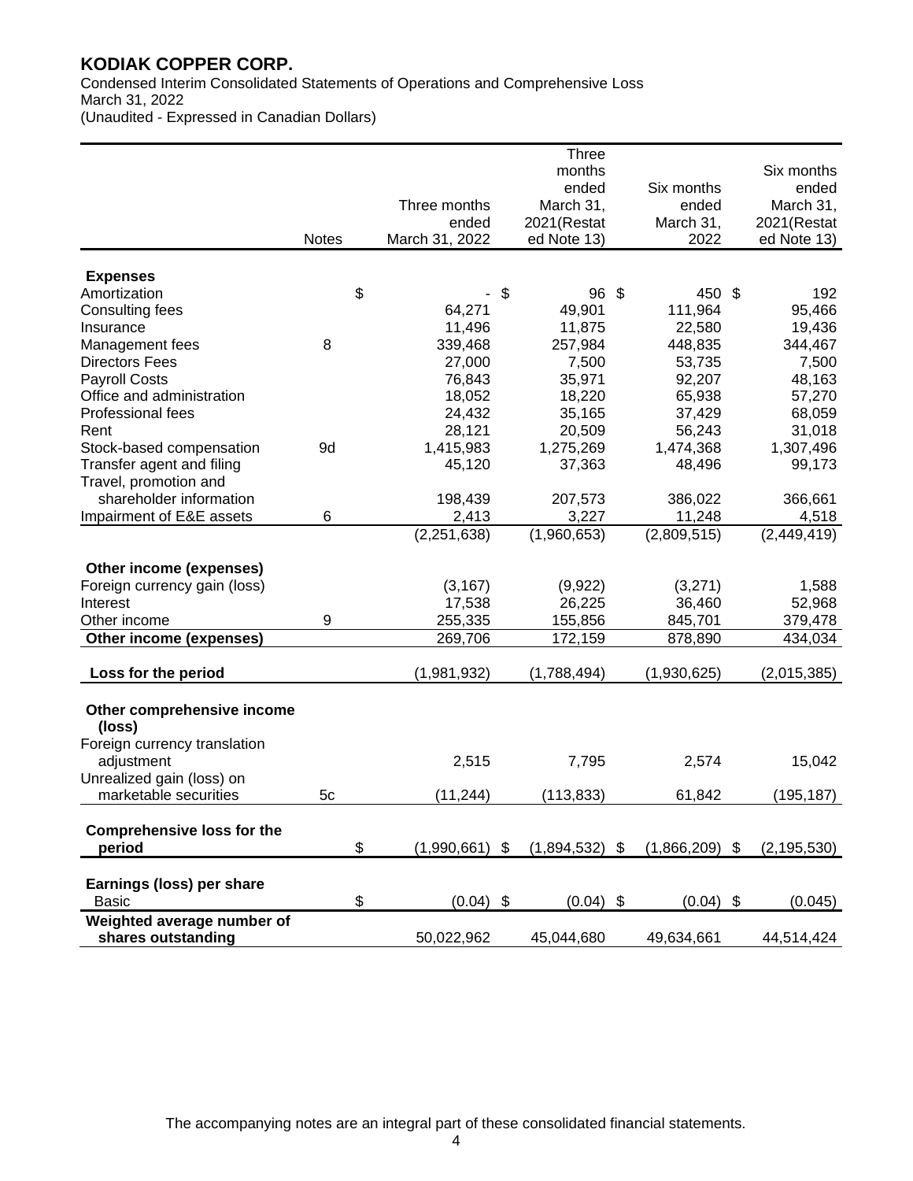# KODIAK COPPER CORP.

Condensed Interim Consolidated Statements of Operations and Comprehensive Loss
March 31, 2022
(Unaudited - Expressed in Canadian Dollars)

| | Notes | Three months ended March 31, 2022 | Three months ended March 31, 2021(Restated Note 13) | Six months ended March 31, 2022 | Six months ended March 31, 2021(Restated Note 13) |
|---|---|---|---|---|---|
| **Expenses** | | | | | |
| Amortization | | $ - | $ 96 | $ 450 | $ 192 |
| Consulting fees | | 64,271 | 49,901 | 111,964 | 95,466 |
| Insurance | | 11,496 | 11,875 | 22,580 | 19,436 |
| Management fees | 8 | 339,468 | 257,984 | 448,835 | 344,467 |
| Directors Fees | | 27,000 | 7,500 | 53,735 | 7,500 |
| Payroll Costs | | 76,843 | 35,971 | 92,207 | 48,163 |
| Office and administration | | 18,052 | 18,220 | 65,938 | 57,270 |
| Professional fees | | 24,432 | 35,165 | 37,429 | 68,059 |
| Rent | | 28,121 | 20,509 | 56,243 | 31,018 |
| Stock-based compensation | 9d | 1,415,983 | 1,275,269 | 1,474,368 | 1,307,496 |
| Transfer agent and filing | | 45,120 | 37,363 | 48,496 | 99,173 |
| Travel, promotion and shareholder information | | 198,439 | 207,573 | 386,022 | 366,661 |
| Impairment of E&E assets | 6 | 2,413 | 3,227 | 11,248 | 4,518 |
| | | (2,251,638) | (1,960,653) | (2,809,515) | (2,449,419) |
| **Other income (expenses)** | | | | | |
| Foreign currency gain (loss) | | (3,167) | (9,922) | (3,271) | 1,588 |
| Interest | | 17,538 | 26,225 | 36,460 | 52,968 |
| Other income | 9 | 255,335 | 155,856 | 845,701 | 379,478 |
| **Other income (expenses)** | | 269,706 | 172,159 | 878,890 | 434,034 |
| **Loss for the period** | | (1,981,932) | (1,788,494) | (1,930,625) | (2,015,385) |
| **Other comprehensive income (loss)** | | | | | |
| Foreign currency translation adjustment | | 2,515 | 7,795 | 2,574 | 15,042 |
| Unrealized gain (loss) on marketable securities | 5c | (11,244) | (113,833) | 61,842 | (195,187) |
| **Comprehensive loss for the period** | | $ (1,990,661) | $ (1,894,532) | $ (1,866,209) | $ (2,195,530) |
| **Earnings (loss) per share** | | | | | |
| Basic | | $ (0.04) | $ (0.04) | $ (0.04) | $ (0.045) |
| **Weighted average number of shares outstanding** | | 50,022,962 | 45,044,680 | 49,634,661 | 44,514,424 |

The accompanying notes are an integral part of these consolidated financial statements.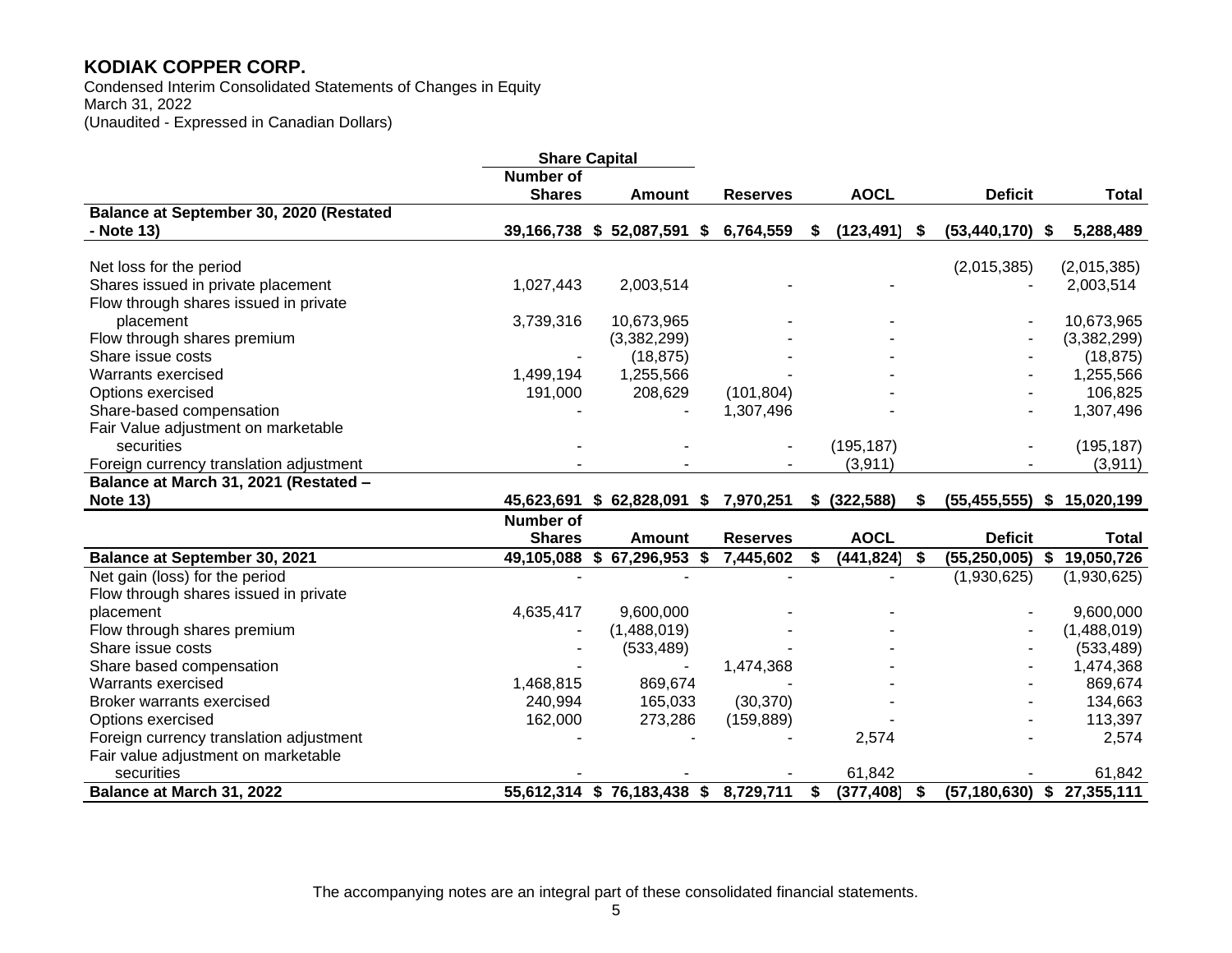# KODIAK COPPER CORP.

Condensed Interim Consolidated Statements of Changes in Equity
March 31, 2022
(Unaudited - Expressed in Canadian Dollars)

| | Share Capital | | | | | |
|---|---|---|---|---|---|---|
| | Number of Shares | Amount | Reserves | AOCL | Deficit | Total |
| **Balance at September 30, 2020 (Restated - Note 13)** | **39,166,738** | **$ 52,087,591** | **$ 6,764,559** | **$ (123,491)** | **$ (53,440,170)** | **$ 5,288,489** |
| Net loss for the period | | | | | (2,015,385) | (2,015,385) |
| Shares issued in private placement | 1,027,443 | 2,003,514 | - | - | - | 2,003,514 |
| Flow through shares issued in private placement | 3,739,316 | 10,673,965 | - | - | - | 10,673,965 |
| Flow through shares premium | | (3,382,299) | - | - | - | (3,382,299) |
| Share issue costs | - | (18,875) | - | - | - | (18,875) |
| Warrants exercised | 1,499,194 | 1,255,566 | - | - | - | 1,255,566 |
| Options exercised | 191,000 | 208,629 | (101,804) | - | - | 106,825 |
| Share-based compensation | - | - | 1,307,496 | - | - | 1,307,496 |
| Fair Value adjustment on marketable securities | - | - | - | (195,187) | - | (195,187) |
| Foreign currency translation adjustment | - | - | - | (3,911) | - | (3,911) |
| **Balance at March 31, 2021 (Restated – Note 13)** | **45,623,691** | **$ 62,828,091** | **$ 7,970,251** | **$ (322,588)** | **$ (55,455,555)** | **$ 15,020,199** |
| | **Number of Shares** | **Amount** | **Reserves** | **AOCL** | **Deficit** | **Total** |
| **Balance at September 30, 2021** | **49,105,088** | **$ 67,296,953** | **$ 7,445,602** | **$ (441,824)** | **$ (55,250,005)** | **$ 19,050,726** |
| Net gain (loss) for the period | - | - | - | - | (1,930,625) | (1,930,625) |
| Flow through shares issued in private placement | 4,635,417 | 9,600,000 | - | - | - | 9,600,000 |
| Flow through shares premium | - | (1,488,019) | - | - | - | (1,488,019) |
| Share issue costs | - | (533,489) | - | - | - | (533,489) |
| Share based compensation | - | - | 1,474,368 | - | - | 1,474,368 |
| Warrants exercised | 1,468,815 | 869,674 | - | - | - | 869,674 |
| Broker warrants exercised | 240,994 | 165,033 | (30,370) | - | - | 134,663 |
| Options exercised | 162,000 | 273,286 | (159,889) | - | - | 113,397 |
| Foreign currency translation adjustment | - | - | - | 2,574 | - | 2,574 |
| Fair value adjustment on marketable securities | - | - | - | 61,842 | - | 61,842 |
| **Balance at March 31, 2022** | **55,612,314** | **$ 76,183,438** | **$ 8,729,711** | **$ (377,408)** | **$ (57,180,630)** | **$ 27,355,111** |

The accompanying notes are an integral part of these consolidated financial statements.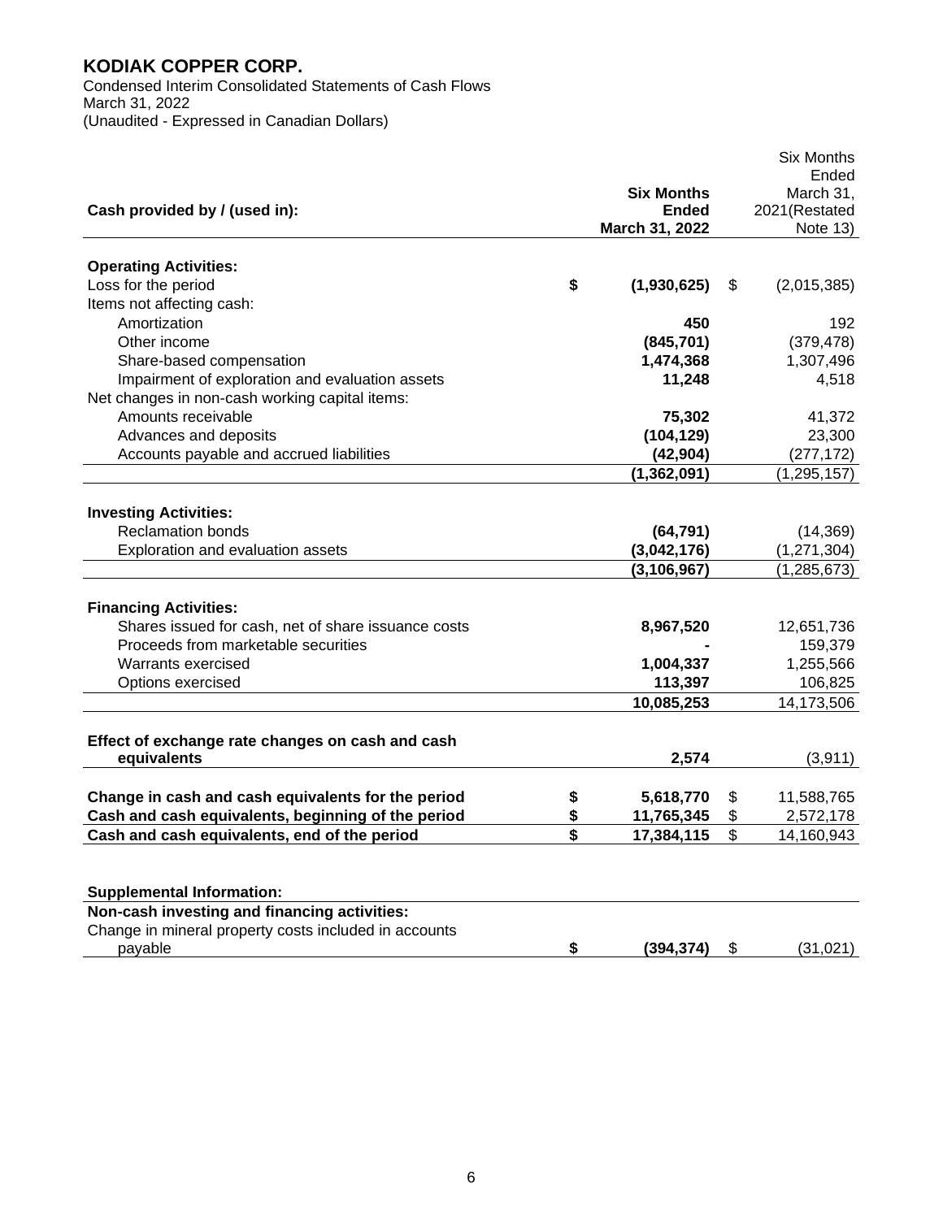# KODIAK COPPER CORP.

Condensed Interim Consolidated Statements of Cash Flows
March 31, 2022
(Unaudited - Expressed in Canadian Dollars)

| Cash provided by / (used in): | Six Months Ended March 31, 2022 | Six Months Ended March 31, 2021(Restated Note 13) |
|---|---|---|
| **Operating Activities:** | | |
| Loss for the period | **$ (1,930,625)** | $ (2,015,385) |
| Items not affecting cash: | | |
| Amortization | **450** | 192 |
| Other income | **(845,701)** | (379,478) |
| Share-based compensation | **1,474,368** | 1,307,496 |
| Impairment of exploration and evaluation assets | **11,248** | 4,518 |
| Net changes in non-cash working capital items: | | |
| Amounts receivable | **75,302** | 41,372 |
| Advances and deposits | **(104,129)** | 23,300 |
| Accounts payable and accrued liabilities | **(42,904)** | (277,172) |
| | **(1,362,091)** | (1,295,157) |
| **Investing Activities:** | | |
| Reclamation bonds | **(64,791)** | (14,369) |
| Exploration and evaluation assets | **(3,042,176)** | (1,271,304) |
| | **(3,106,967)** | (1,285,673) |
| **Financing Activities:** | | |
| Shares issued for cash, net of share issuance costs | **8,967,520** | 12,651,736 |
| Proceeds from marketable securities | **-** | 159,379 |
| Warrants exercised | **1,004,337** | 1,255,566 |
| Options exercised | **113,397** | 106,825 |
| | **10,085,253** | 14,173,506 |
| **Effect of exchange rate changes on cash and cash equivalents** | **2,574** | (3,911) |
| **Change in cash and cash equivalents for the period** | **$ 5,618,770** | $ 11,588,765 |
| **Cash and cash equivalents, beginning of the period** | **$ 11,765,345** | $ 2,572,178 |
| **Cash and cash equivalents, end of the period** | **$ 17,384,115** | $ 14,160,943 |

| **Supplemental Information:** | | |
|---|---|---|
| **Non-cash investing and financing activities:** | | |
| Change in mineral property costs included in accounts payable | **$ (394,374)** | $ (31,021) |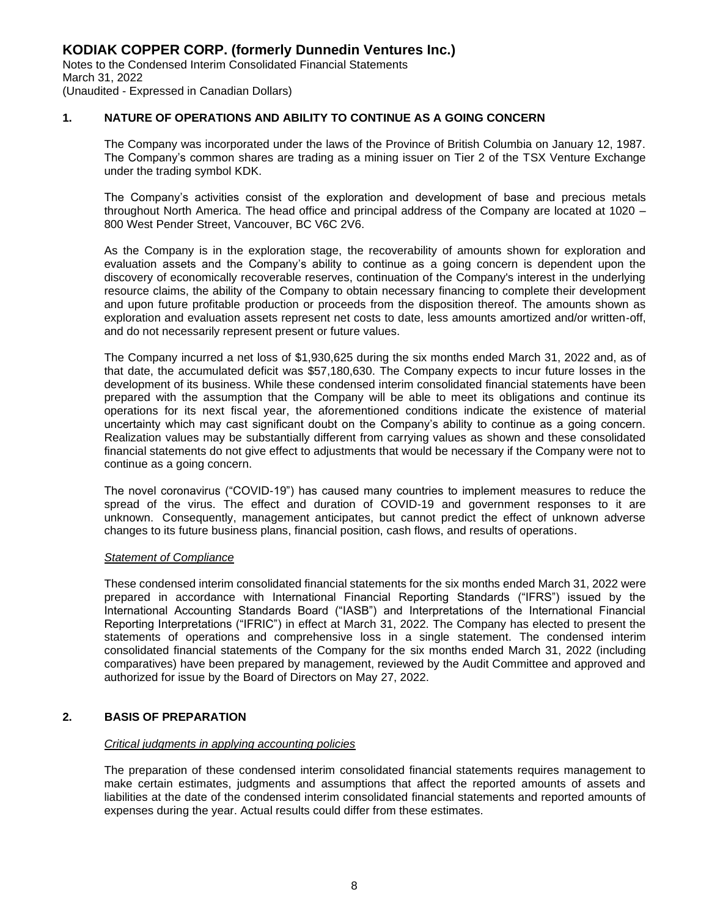# KODIAK COPPER CORP. (formerly Dunnedin Ventures Inc.)

Notes to the Condensed Interim Consolidated Financial Statements
March 31, 2022
(Unaudited - Expressed in Canadian Dollars)

## 1. NATURE OF OPERATIONS AND ABILITY TO CONTINUE AS A GOING CONCERN

The Company was incorporated under the laws of the Province of British Columbia on January 12, 1987. The Company's common shares are trading as a mining issuer on Tier 2 of the TSX Venture Exchange under the trading symbol KDK.

The Company's activities consist of the exploration and development of base and precious metals throughout North America. The head office and principal address of the Company are located at 1020 – 800 West Pender Street, Vancouver, BC V6C 2V6.

As the Company is in the exploration stage, the recoverability of amounts shown for exploration and evaluation assets and the Company's ability to continue as a going concern is dependent upon the discovery of economically recoverable reserves, continuation of the Company's interest in the underlying resource claims, the ability of the Company to obtain necessary financing to complete their development and upon future profitable production or proceeds from the disposition thereof. The amounts shown as exploration and evaluation assets represent net costs to date, less amounts amortized and/or written-off, and do not necessarily represent present or future values.

The Company incurred a net loss of $1,930,625 during the six months ended March 31, 2022 and, as of that date, the accumulated deficit was $57,180,630. The Company expects to incur future losses in the development of its business. While these condensed interim consolidated financial statements have been prepared with the assumption that the Company will be able to meet its obligations and continue its operations for its next fiscal year, the aforementioned conditions indicate the existence of material uncertainty which may cast significant doubt on the Company's ability to continue as a going concern. Realization values may be substantially different from carrying values as shown and these consolidated financial statements do not give effect to adjustments that would be necessary if the Company were not to continue as a going concern.

The novel coronavirus ("COVID-19") has caused many countries to implement measures to reduce the spread of the virus. The effect and duration of COVID-19 and government responses to it are unknown. Consequently, management anticipates, but cannot predict the effect of unknown adverse changes to its future business plans, financial position, cash flows, and results of operations.

*Statement of Compliance*

These condensed interim consolidated financial statements for the six months ended March 31, 2022 were prepared in accordance with International Financial Reporting Standards ("IFRS") issued by the International Accounting Standards Board ("IASB") and Interpretations of the International Financial Reporting Interpretations ("IFRIC") in effect at March 31, 2022. The Company has elected to present the statements of operations and comprehensive loss in a single statement. The condensed interim consolidated financial statements of the Company for the six months ended March 31, 2022 (including comparatives) have been prepared by management, reviewed by the Audit Committee and approved and authorized for issue by the Board of Directors on May 27, 2022.

## 2. BASIS OF PREPARATION

*Critical judgments in applying accounting policies*

The preparation of these condensed interim consolidated financial statements requires management to make certain estimates, judgments and assumptions that affect the reported amounts of assets and liabilities at the date of the condensed interim consolidated financial statements and reported amounts of expenses during the year. Actual results could differ from these estimates.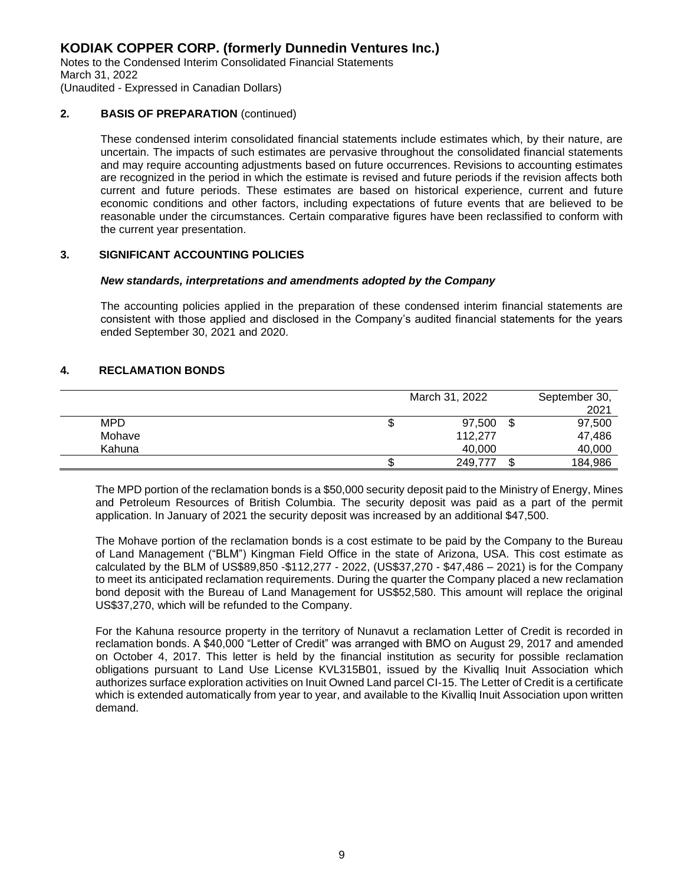## 2. BASIS OF PREPARATION (continued)

These condensed interim consolidated financial statements include estimates which, by their nature, are uncertain. The impacts of such estimates are pervasive throughout the consolidated financial statements and may require accounting adjustments based on future occurrences. Revisions to accounting estimates are recognized in the period in which the estimate is revised and future periods if the revision affects both current and future periods. These estimates are based on historical experience, current and future economic conditions and other factors, including expectations of future events that are believed to be reasonable under the circumstances. Certain comparative figures have been reclassified to conform with the current year presentation.

## 3. SIGNIFICANT ACCOUNTING POLICIES

***New standards, interpretations and amendments adopted by the Company***

The accounting policies applied in the preparation of these condensed interim financial statements are consistent with those applied and disclosed in the Company's audited financial statements for the years ended September 30, 2021 and 2020.

## 4. RECLAMATION BONDS

| | March 31, 2022 | September 30, 2021 |
|---|---|---|
| MPD | $ 97,500 | $ 97,500 |
| Mohave | 112,277 | 47,486 |
| Kahuna | 40,000 | 40,000 |
| | $ 249,777 | $ 184,986 |

The MPD portion of the reclamation bonds is a $50,000 security deposit paid to the Ministry of Energy, Mines and Petroleum Resources of British Columbia. The security deposit was paid as a part of the permit application. In January of 2021 the security deposit was increased by an additional $47,500.

The Mohave portion of the reclamation bonds is a cost estimate to be paid by the Company to the Bureau of Land Management ("BLM") Kingman Field Office in the state of Arizona, USA. This cost estimate as calculated by the BLM of US$89,850 -$112,277 - 2022, (US$37,270 - $47,486 – 2021) is for the Company to meet its anticipated reclamation requirements. During the quarter the Company placed a new reclamation bond deposit with the Bureau of Land Management for US$52,580. This amount will replace the original US$37,270, which will be refunded to the Company.

For the Kahuna resource property in the territory of Nunavut a reclamation Letter of Credit is recorded in reclamation bonds. A $40,000 "Letter of Credit" was arranged with BMO on August 29, 2017 and amended on October 4, 2017. This letter is held by the financial institution as security for possible reclamation obligations pursuant to Land Use License KVL315B01, issued by the Kivalliq Inuit Association which authorizes surface exploration activities on Inuit Owned Land parcel CI-15. The Letter of Credit is a certificate which is extended automatically from year to year, and available to the Kivalliq Inuit Association upon written demand.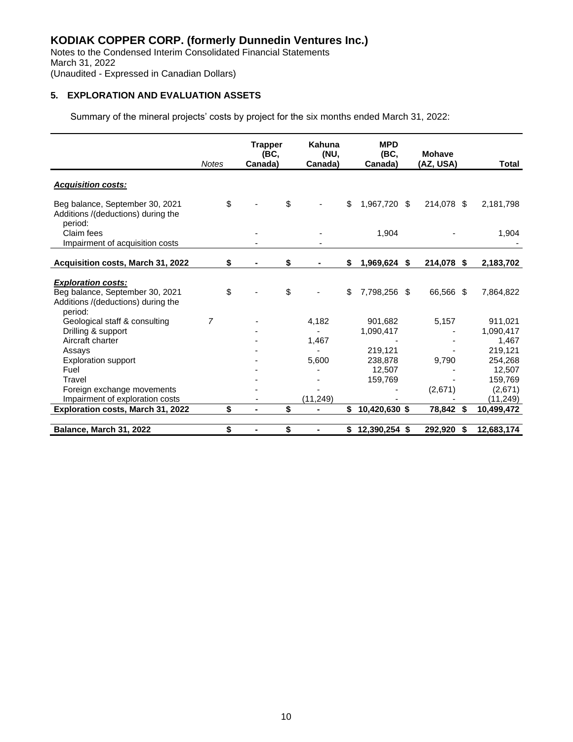# KODIAK COPPER CORP. (formerly Dunnedin Ventures Inc.)

Notes to the Condensed Interim Consolidated Financial Statements
March 31, 2022
(Unaudited - Expressed in Canadian Dollars)

## 5. EXPLORATION AND EVALUATION ASSETS

Summary of the mineral projects' costs by project for the six months ended March 31, 2022:

| | Notes | Trapper (BC, Canada) | Kahuna (NU, Canada) | MPD (BC, Canada) | Mohave (AZ, USA) | Total |
|---|---|---|---|---|---|---|
| ***Acquisition costs:*** | | | | | | |
| Beg balance, September 30, 2021 | | $ - | $ - | $ 1,967,720 | $ 214,078 | $ 2,181,798 |
| Additions /(deductions) during the period: | | | | | | |
| Claim fees | | - | - | 1,904 | - | 1,904 |
| Impairment of acquisition costs | | - | - | | | - |
| **Acquisition costs, March 31, 2022** | | **$ -** | **$ -** | **$ 1,969,624** | **$ 214,078** | **$ 2,183,702** |
| ***Exploration costs:*** | | | | | | |
| Beg balance, September 30, 2021 | | $ - | $ - | $ 7,798,256 | $ 66,566 | $ 7,864,822 |
| Additions /(deductions) during the period: | | | | | | |
| Geological staff & consulting | 7 | - | 4,182 | 901,682 | 5,157 | 911,021 |
| Drilling & support | | - | - | 1,090,417 | - | 1,090,417 |
| Aircraft charter | | - | 1,467 | - | - | 1,467 |
| Assays | | - | - | 219,121 | - | 219,121 |
| Exploration support | | - | 5,600 | 238,878 | 9,790 | 254,268 |
| Fuel | | - | - | 12,507 | - | 12,507 |
| Travel | | - | - | 159,769 | - | 159,769 |
| Foreign exchange movements | | - | - | - | (2,671) | (2,671) |
| Impairment of exploration costs | | - | (11,249) | - | - | (11,249) |
| **Exploration costs, March 31, 2022** | | **$ -** | **$ -** | **$ 10,420,630** | **$ 78,842** | **$ 10,499,472** |
| **Balance, March 31, 2022** | | **$ -** | **$ -** | **$ 12,390,254** | **$ 292,920** | **$ 12,683,174** |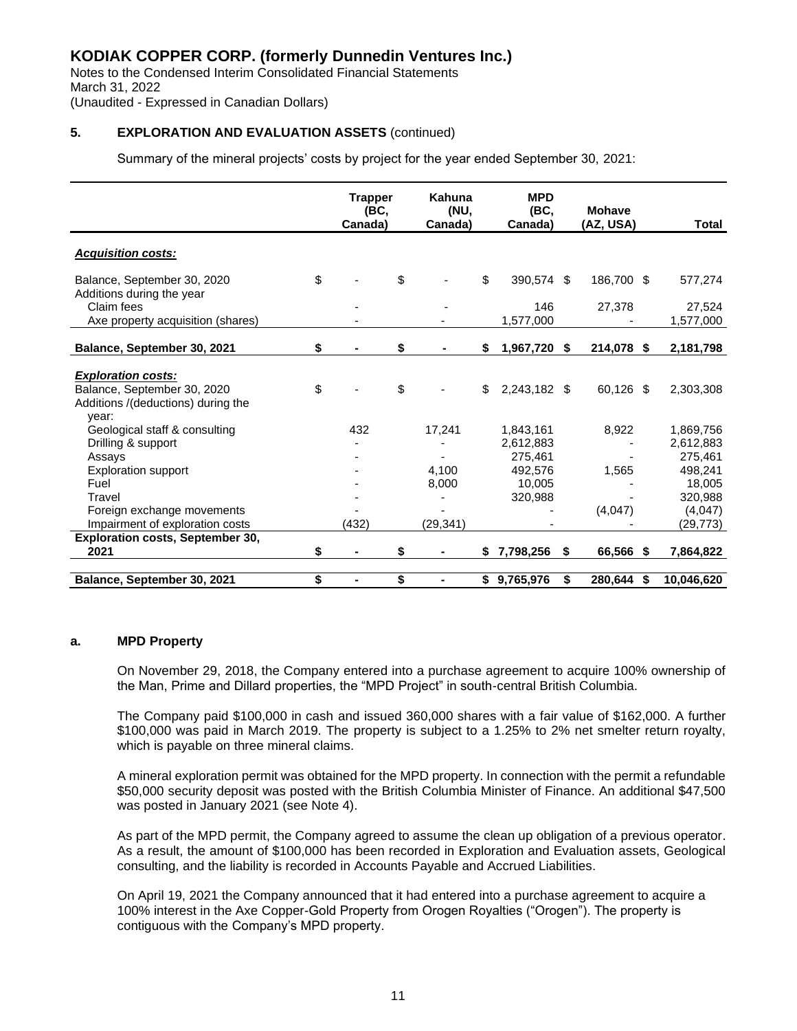# KODIAK COPPER CORP. (formerly Dunnedin Ventures Inc.)

Notes to the Condensed Interim Consolidated Financial Statements
March 31, 2022
(Unaudited - Expressed in Canadian Dollars)

## 5. EXPLORATION AND EVALUATION ASSETS (continued)

Summary of the mineral projects' costs by project for the year ended September 30, 2021:

| | Trapper (BC, Canada) | Kahuna (NU, Canada) | MPD (BC, Canada) | Mohave (AZ, USA) | Total |
|---|---|---|---|---|---|
| ***Acquisition costs:*** | | | | | |
| Balance, September 30, 2020 | $ - | $ - | $ 390,574 | $ 186,700 | $ 577,274 |
| Additions during the year | | | | | |
| Claim fees | - | - | 146 | 27,378 | 27,524 |
| Axe property acquisition (shares) | - | - | 1,577,000 | - | 1,577,000 |
| **Balance, September 30, 2021** | **$ -** | **$ -** | **$ 1,967,720** | **$ 214,078** | **$ 2,181,798** |
| ***Exploration costs:*** | | | | | |
| Balance, September 30, 2020 | $ - | $ - | $ 2,243,182 | $ 60,126 | $ 2,303,308 |
| Additions /(deductions) during the year: | | | | | |
| Geological staff & consulting | 432 | 17,241 | 1,843,161 | 8,922 | 1,869,756 |
| Drilling & support | - | - | 2,612,883 | - | 2,612,883 |
| Assays | - | - | 275,461 | - | 275,461 |
| Exploration support | - | 4,100 | 492,576 | 1,565 | 498,241 |
| Fuel | - | 8,000 | 10,005 | - | 18,005 |
| Travel | - | - | 320,988 | - | 320,988 |
| Foreign exchange movements | - | - | - | (4,047) | (4,047) |
| Impairment of exploration costs | (432) | (29,341) | - | - | (29,773) |
| **Exploration costs, September 30, 2021** | **$ -** | **$ -** | **$ 7,798,256** | **$ 66,566** | **$ 7,864,822** |
| **Balance, September 30, 2021** | **$ -** | **$ -** | **$ 9,765,976** | **$ 280,644** | **$ 10,046,620** |

### a. MPD Property

On November 29, 2018, the Company entered into a purchase agreement to acquire 100% ownership of the Man, Prime and Dillard properties, the "MPD Project" in south-central British Columbia.

The Company paid $100,000 in cash and issued 360,000 shares with a fair value of $162,000. A further $100,000 was paid in March 2019. The property is subject to a 1.25% to 2% net smelter return royalty, which is payable on three mineral claims.

A mineral exploration permit was obtained for the MPD property. In connection with the permit a refundable $50,000 security deposit was posted with the British Columbia Minister of Finance. An additional $47,500 was posted in January 2021 (see Note 4).

As part of the MPD permit, the Company agreed to assume the clean up obligation of a previous operator. As a result, the amount of $100,000 has been recorded in Exploration and Evaluation assets, Geological consulting, and the liability is recorded in Accounts Payable and Accrued Liabilities.

On April 19, 2021 the Company announced that it had entered into a purchase agreement to acquire a 100% interest in the Axe Copper-Gold Property from Orogen Royalties ("Orogen"). The property is contiguous with the Company's MPD property.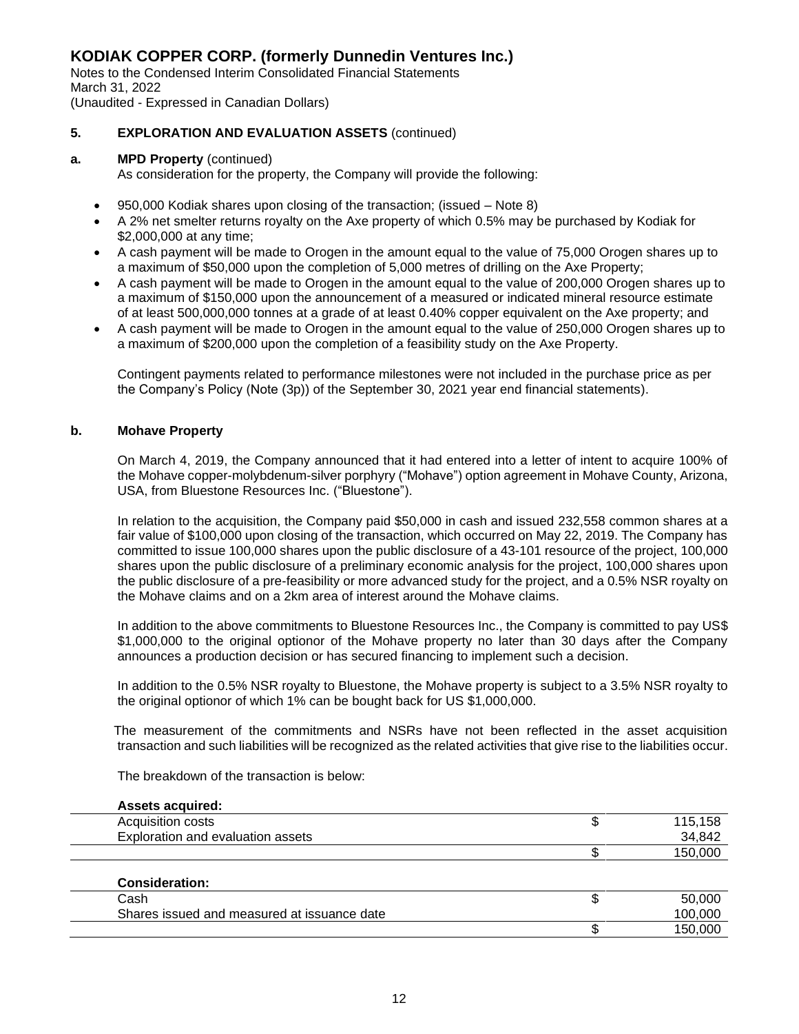# KODIAK COPPER CORP. (formerly Dunnedin Ventures Inc.)

Notes to the Condensed Interim Consolidated Financial Statements
March 31, 2022
(Unaudited - Expressed in Canadian Dollars)

## 5. EXPLORATION AND EVALUATION ASSETS (continued)

### a. MPD Property (continued)

As consideration for the property, the Company will provide the following:

- 950,000 Kodiak shares upon closing of the transaction; (issued – Note 8)
- A 2% net smelter returns royalty on the Axe property of which 0.5% may be purchased by Kodiak for \$2,000,000 at any time;
- A cash payment will be made to Orogen in the amount equal to the value of 75,000 Orogen shares up to a maximum of \$50,000 upon the completion of 5,000 metres of drilling on the Axe Property;
- A cash payment will be made to Orogen in the amount equal to the value of 200,000 Orogen shares up to a maximum of \$150,000 upon the announcement of a measured or indicated mineral resource estimate of at least 500,000,000 tonnes at a grade of at least 0.40% copper equivalent on the Axe property; and
- A cash payment will be made to Orogen in the amount equal to the value of 250,000 Orogen shares up to a maximum of \$200,000 upon the completion of a feasibility study on the Axe Property.

Contingent payments related to performance milestones were not included in the purchase price as per the Company's Policy (Note (3p)) of the September 30, 2021 year end financial statements).

### b. Mohave Property

On March 4, 2019, the Company announced that it had entered into a letter of intent to acquire 100% of the Mohave copper-molybdenum-silver porphyry ("Mohave") option agreement in Mohave County, Arizona, USA, from Bluestone Resources Inc. ("Bluestone").

In relation to the acquisition, the Company paid \$50,000 in cash and issued 232,558 common shares at a fair value of \$100,000 upon closing of the transaction, which occurred on May 22, 2019. The Company has committed to issue 100,000 shares upon the public disclosure of a 43-101 resource of the project, 100,000 shares upon the public disclosure of a preliminary economic analysis for the project, 100,000 shares upon the public disclosure of a pre-feasibility or more advanced study for the project, and a 0.5% NSR royalty on the Mohave claims and on a 2km area of interest around the Mohave claims.

In addition to the above commitments to Bluestone Resources Inc., the Company is committed to pay US\$ \$1,000,000 to the original optionor of the Mohave property no later than 30 days after the Company announces a production decision or has secured financing to implement such a decision.

In addition to the 0.5% NSR royalty to Bluestone, the Mohave property is subject to a 3.5% NSR royalty to the original optionor of which 1% can be bought back for US \$1,000,000.

The measurement of the commitments and NSRs have not been reflected in the asset acquisition transaction and such liabilities will be recognized as the related activities that give rise to the liabilities occur.

The breakdown of the transaction is below:

| **Assets acquired:** | | |
|---|---|---|
| Acquisition costs | \$ | 115,158 |
| Exploration and evaluation assets | | 34,842 |
| | \$ | 150,000 |

| **Consideration:** | | |
|---|---|---|
| Cash | \$ | 50,000 |
| Shares issued and measured at issuance date | | 100,000 |
| | \$ | 150,000 |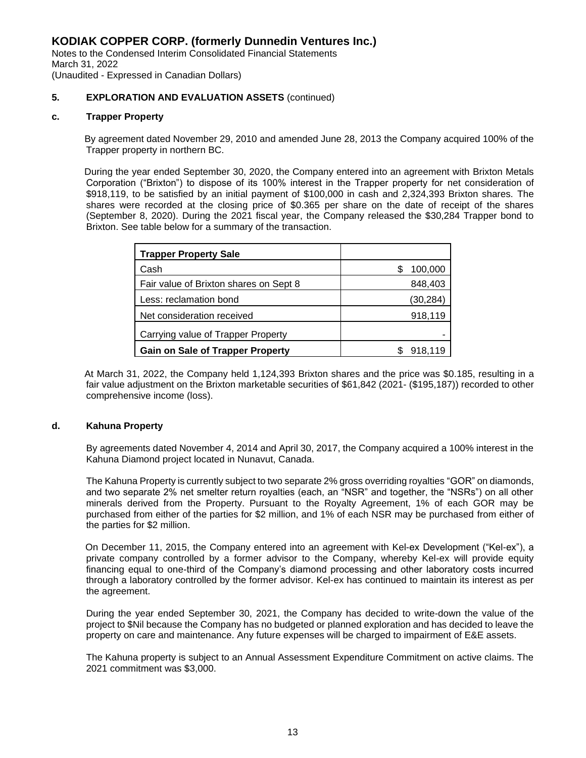**5. EXPLORATION AND EVALUATION ASSETS** (continued)

**c. Trapper Property**

By agreement dated November 29, 2010 and amended June 28, 2013 the Company acquired 100% of the Trapper property in northern BC.

During the year ended September 30, 2020, the Company entered into an agreement with Brixton Metals Corporation ("Brixton") to dispose of its 100% interest in the Trapper property for net consideration of $918,119, to be satisfied by an initial payment of $100,000 in cash and 2,324,393 Brixton shares. The shares were recorded at the closing price of $0.365 per share on the date of receipt of the shares (September 8, 2020). During the 2021 fiscal year, the Company released the $30,284 Trapper bond to Brixton. See table below for a summary of the transaction.

| **Trapper Property Sale** | |
|---|---|
| Cash | $ 100,000 |
| Fair value of Brixton shares on Sept 8 | 848,403 |
| Less: reclamation bond | (30,284) |
| Net consideration received | 918,119 |
| Carrying value of Trapper Property | - |
| **Gain on Sale of Trapper Property** | $ 918,119 |

At March 31, 2022, the Company held 1,124,393 Brixton shares and the price was $0.185, resulting in a fair value adjustment on the Brixton marketable securities of $61,842 (2021- ($195,187)) recorded to other comprehensive income (loss).

**d. Kahuna Property**

By agreements dated November 4, 2014 and April 30, 2017, the Company acquired a 100% interest in the Kahuna Diamond project located in Nunavut, Canada.

The Kahuna Property is currently subject to two separate 2% gross overriding royalties "GOR" on diamonds, and two separate 2% net smelter return royalties (each, an "NSR" and together, the "NSRs") on all other minerals derived from the Property. Pursuant to the Royalty Agreement, 1% of each GOR may be purchased from either of the parties for $2 million, and 1% of each NSR may be purchased from either of the parties for $2 million.

On December 11, 2015, the Company entered into an agreement with Kel-ex Development ("Kel-ex"), a private company controlled by a former advisor to the Company, whereby Kel-ex will provide equity financing equal to one-third of the Company's diamond processing and other laboratory costs incurred through a laboratory controlled by the former advisor. Kel-ex has continued to maintain its interest as per the agreement.

During the year ended September 30, 2021, the Company has decided to write-down the value of the project to $Nil because the Company has no budgeted or planned exploration and has decided to leave the property on care and maintenance. Any future expenses will be charged to impairment of E&E assets.

The Kahuna property is subject to an Annual Assessment Expenditure Commitment on active claims. The 2021 commitment was $3,000.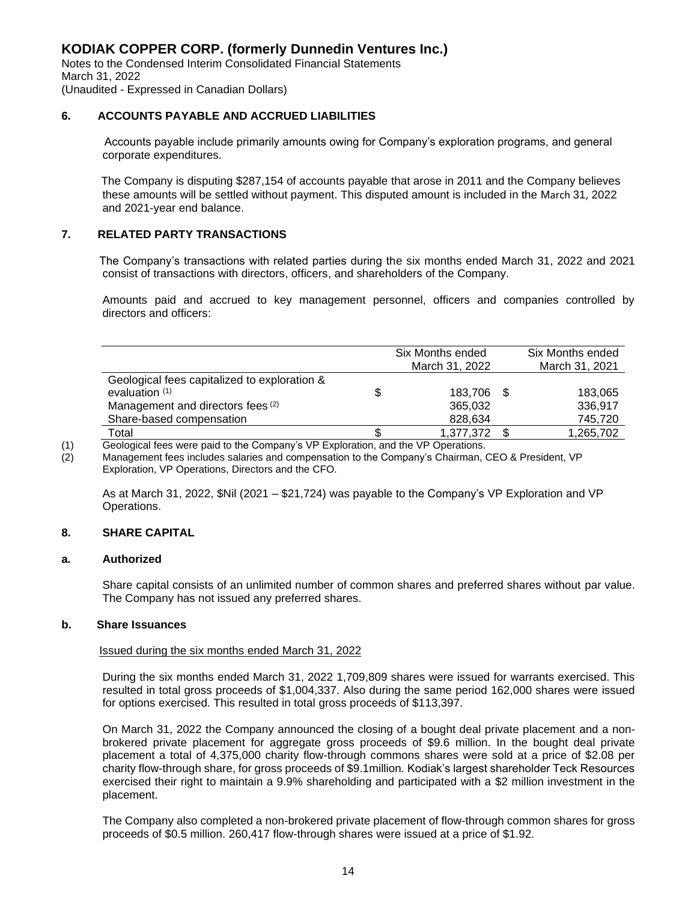# KODIAK COPPER CORP. (formerly Dunnedin Ventures Inc.)

Notes to the Condensed Interim Consolidated Financial Statements
March 31, 2022
(Unaudited - Expressed in Canadian Dollars)

## 6. ACCOUNTS PAYABLE AND ACCRUED LIABILITIES

Accounts payable include primarily amounts owing for Company's exploration programs, and general corporate expenditures.

The Company is disputing $287,154 of accounts payable that arose in 2011 and the Company believes these amounts will be settled without payment. This disputed amount is included in the March 31, 2022 and 2021-year end balance.

## 7. RELATED PARTY TRANSACTIONS

The Company's transactions with related parties during the six months ended March 31, 2022 and 2021 consist of transactions with directors, officers, and shareholders of the Company.

Amounts paid and accrued to key management personnel, officers and companies controlled by directors and officers:

| | Six Months ended March 31, 2022 | Six Months ended March 31, 2021 |
|---|---|---|
| Geological fees capitalized to exploration & evaluation (1) | $ 183,706 | $ 183,065 |
| Management and directors fees (2) | 365,032 | 336,917 |
| Share-based compensation | 828,634 | 745,720 |
| Total | $ 1,377,372 | $ 1,265,702 |

(1) Geological fees were paid to the Company's VP Exploration, and the VP Operations.
(2) Management fees includes salaries and compensation to the Company's Chairman, CEO & President, VP Exploration, VP Operations, Directors and the CFO.

As at March 31, 2022, $Nil (2021 – $21,724) was payable to the Company's VP Exploration and VP Operations.

## 8. SHARE CAPITAL

### a. Authorized

Share capital consists of an unlimited number of common shares and preferred shares without par value. The Company has not issued any preferred shares.

### b. Share Issuances

Issued during the six months ended March 31, 2022

During the six months ended March 31, 2022 1,709,809 shares were issued for warrants exercised. This resulted in total gross proceeds of $1,004,337. Also during the same period 162,000 shares were issued for options exercised. This resulted in total gross proceeds of $113,397.

On March 31, 2022 the Company announced the closing of a bought deal private placement and a non-brokered private placement for aggregate gross proceeds of $9.6 million. In the bought deal private placement a total of 4,375,000 charity flow-through commons shares were sold at a price of $2.08 per charity flow-through share, for gross proceeds of $9.1million. Kodiak's largest shareholder Teck Resources exercised their right to maintain a 9.9% shareholding and participated with a $2 million investment in the placement.

The Company also completed a non-brokered private placement of flow-through common shares for gross proceeds of $0.5 million. 260,417 flow-through shares were issued at a price of $1.92.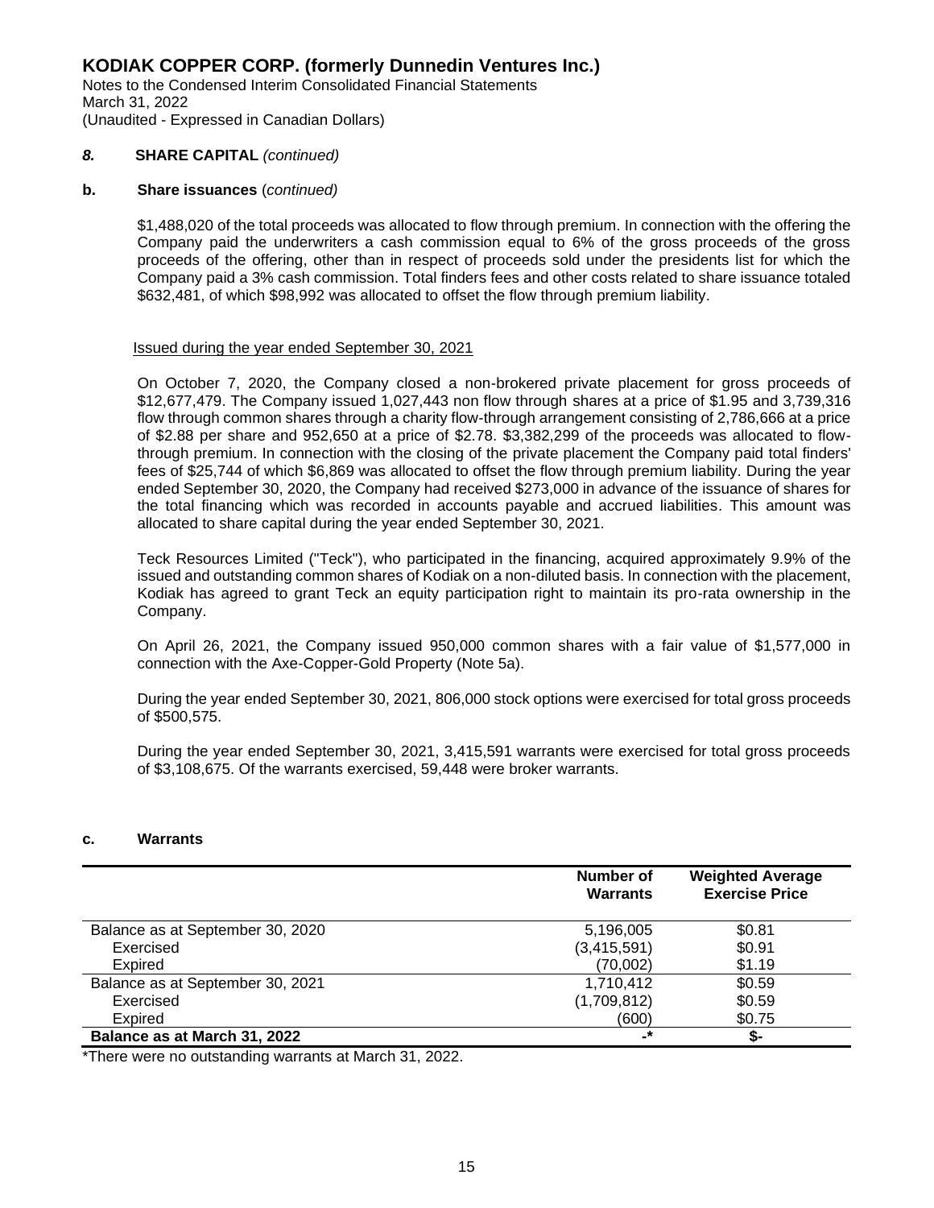## 8. SHARE CAPITAL *(continued)*

### b. Share issuances (*continued)*

$1,488,020 of the total proceeds was allocated to flow through premium. In connection with the offering the Company paid the underwriters a cash commission equal to 6% of the gross proceeds of the gross proceeds of the offering, other than in respect of proceeds sold under the presidents list for which the Company paid a 3% cash commission. Total finders fees and other costs related to share issuance totaled $632,481, of which $98,992 was allocated to offset the flow through premium liability.

Issued during the year ended September 30, 2021

On October 7, 2020, the Company closed a non-brokered private placement for gross proceeds of $12,677,479. The Company issued 1,027,443 non flow through shares at a price of $1.95 and 3,739,316 flow through common shares through a charity flow-through arrangement consisting of 2,786,666 at a price of $2.88 per share and 952,650 at a price of $2.78. $3,382,299 of the proceeds was allocated to flow-through premium. In connection with the closing of the private placement the Company paid total finders' fees of $25,744 of which $6,869 was allocated to offset the flow through premium liability. During the year ended September 30, 2020, the Company had received $273,000 in advance of the issuance of shares for the total financing which was recorded in accounts payable and accrued liabilities. This amount was allocated to share capital during the year ended September 30, 2021.

Teck Resources Limited ("Teck"), who participated in the financing, acquired approximately 9.9% of the issued and outstanding common shares of Kodiak on a non-diluted basis. In connection with the placement, Kodiak has agreed to grant Teck an equity participation right to maintain its pro-rata ownership in the Company.

On April 26, 2021, the Company issued 950,000 common shares with a fair value of $1,577,000 in connection with the Axe-Copper-Gold Property (Note 5a).

During the year ended September 30, 2021, 806,000 stock options were exercised for total gross proceeds of $500,575.

During the year ended September 30, 2021, 3,415,591 warrants were exercised for total gross proceeds of $3,108,675. Of the warrants exercised, 59,448 were broker warrants.

### c. Warrants

| | Number of Warrants | Weighted Average Exercise Price |
|---|---|---|
| Balance as at September 30, 2020 | 5,196,005 | $0.81 |
| Exercised | (3,415,591) | $0.91 |
| Expired | (70,002) | $1.19 |
| Balance as at September 30, 2021 | 1,710,412 | $0.59 |
| Exercised | (1,709,812) | $0.59 |
| Expired | (600) | $0.75 |
| **Balance as at March 31, 2022** | **-*** | **$-** |

*There were no outstanding warrants at March 31, 2022.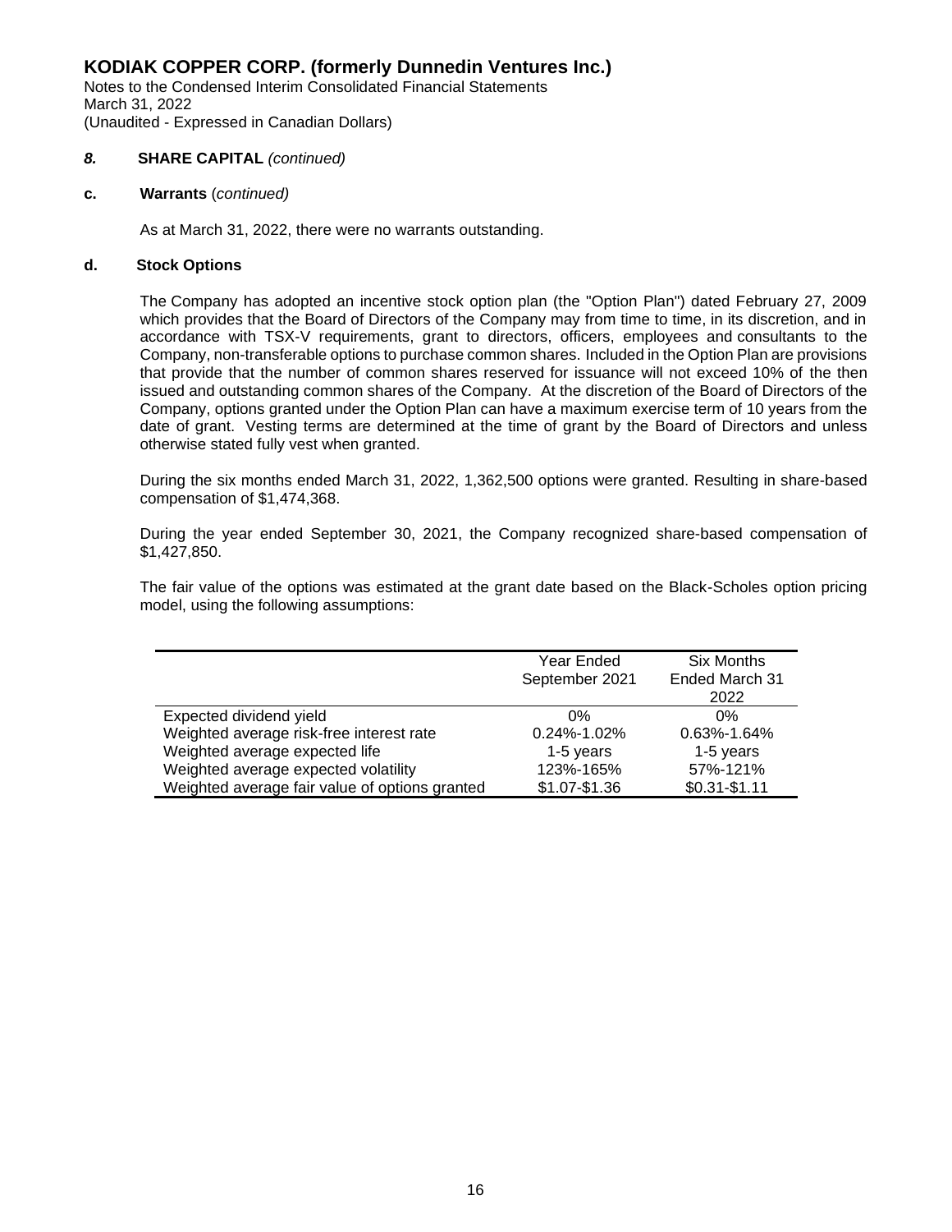### *8.* SHARE CAPITAL *(continued)*

**c. Warrants** *(continued)*

As at March 31, 2022, there were no warrants outstanding.

**d. Stock Options**

The Company has adopted an incentive stock option plan (the "Option Plan") dated February 27, 2009 which provides that the Board of Directors of the Company may from time to time, in its discretion, and in accordance with TSX-V requirements, grant to directors, officers, employees and consultants to the Company, non-transferable options to purchase common shares. Included in the Option Plan are provisions that provide that the number of common shares reserved for issuance will not exceed 10% of the then issued and outstanding common shares of the Company. At the discretion of the Board of Directors of the Company, options granted under the Option Plan can have a maximum exercise term of 10 years from the date of grant. Vesting terms are determined at the time of grant by the Board of Directors and unless otherwise stated fully vest when granted.

During the six months ended March 31, 2022, 1,362,500 options were granted. Resulting in share-based compensation of $1,474,368.

During the year ended September 30, 2021, the Company recognized share-based compensation of $1,427,850.

The fair value of the options was estimated at the grant date based on the Black-Scholes option pricing model, using the following assumptions:

| | Year Ended September 2021 | Six Months Ended March 31 2022 |
|---|---|---|
| Expected dividend yield | 0% | 0% |
| Weighted average risk-free interest rate | 0.24%-1.02% | 0.63%-1.64% |
| Weighted average expected life | 1-5 years | 1-5 years |
| Weighted average expected volatility | 123%-165% | 57%-121% |
| Weighted average fair value of options granted | $1.07-$1.36 | $0.31-$1.11 |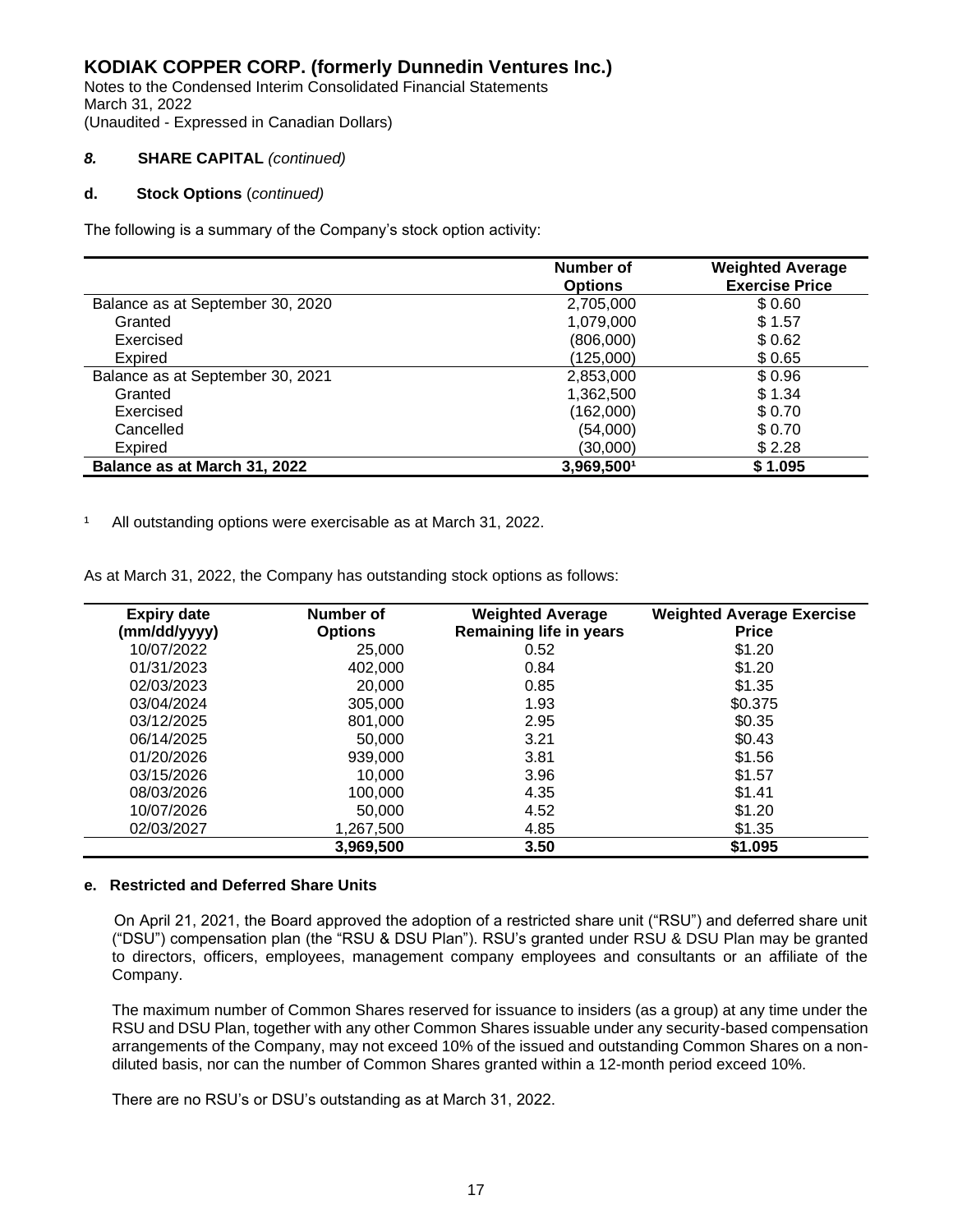# KODIAK COPPER CORP. (formerly Dunnedin Ventures Inc.)

Notes to the Condensed Interim Consolidated Financial Statements
March 31, 2022
(Unaudited - Expressed in Canadian Dollars)

## *8.* SHARE CAPITAL *(continued)*

### d. Stock Options (*continued)*

The following is a summary of the Company's stock option activity:

| | Number of Options | Weighted Average Exercise Price |
|---|---|---|
| Balance as at September 30, 2020 | 2,705,000 | $ 0.60 |
| Granted | 1,079,000 | $ 1.57 |
| Exercised | (806,000) | $ 0.62 |
| Expired | (125,000) | $ 0.65 |
| Balance as at September 30, 2021 | 2,853,000 | $ 0.96 |
| Granted | 1,362,500 | $ 1.34 |
| Exercised | (162,000) | $ 0.70 |
| Cancelled | (54,000) | $ 0.70 |
| Expired | (30,000) | $ 2.28 |
| **Balance as at March 31, 2022** | **3,969,500[1]** | **$ 1.095** |

[1] All outstanding options were exercisable as at March 31, 2022.

As at March 31, 2022, the Company has outstanding stock options as follows:

| Expiry date (mm/dd/yyyy) | Number of Options | Weighted Average Remaining life in years | Weighted Average Exercise Price |
|---|---|---|---|
| 10/07/2022 | 25,000 | 0.52 | $1.20 |
| 01/31/2023 | 402,000 | 0.84 | $1.20 |
| 02/03/2023 | 20,000 | 0.85 | $1.35 |
| 03/04/2024 | 305,000 | 1.93 | $0.375 |
| 03/12/2025 | 801,000 | 2.95 | $0.35 |
| 06/14/2025 | 50,000 | 3.21 | $0.43 |
| 01/20/2026 | 939,000 | 3.81 | $1.56 |
| 03/15/2026 | 10,000 | 3.96 | $1.57 |
| 08/03/2026 | 100,000 | 4.35 | $1.41 |
| 10/07/2026 | 50,000 | 4.52 | $1.20 |
| 02/03/2027 | 1,267,500 | 4.85 | $1.35 |
| | **3,969,500** | **3.50** | **$1.095** |

### e. Restricted and Deferred Share Units

On April 21, 2021, the Board approved the adoption of a restricted share unit ("RSU") and deferred share unit ("DSU") compensation plan (the "RSU & DSU Plan"). RSU's granted under RSU & DSU Plan may be granted to directors, officers, employees, management company employees and consultants or an affiliate of the Company.

The maximum number of Common Shares reserved for issuance to insiders (as a group) at any time under the RSU and DSU Plan, together with any other Common Shares issuable under any security-based compensation arrangements of the Company, may not exceed 10% of the issued and outstanding Common Shares on a non-diluted basis, nor can the number of Common Shares granted within a 12-month period exceed 10%.

There are no RSU's or DSU's outstanding as at March 31, 2022.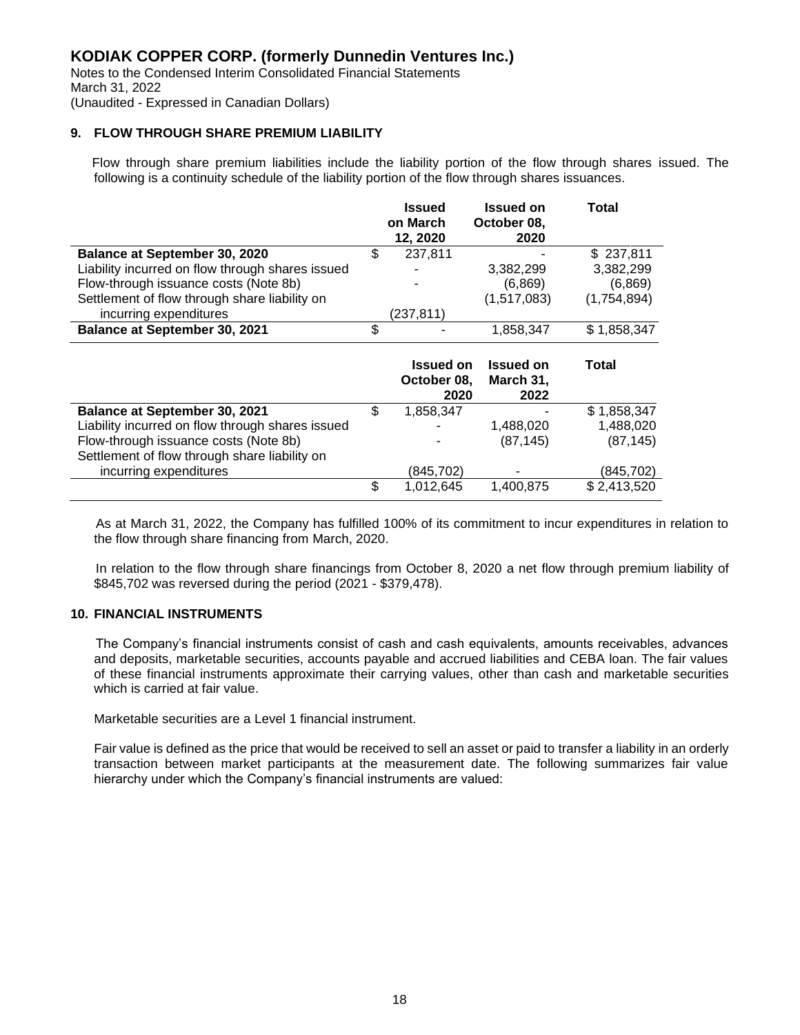# KODIAK COPPER CORP. (formerly Dunnedin Ventures Inc.)

Notes to the Condensed Interim Consolidated Financial Statements
March 31, 2022
(Unaudited - Expressed in Canadian Dollars)

## 9. FLOW THROUGH SHARE PREMIUM LIABILITY

Flow through share premium liabilities include the liability portion of the flow through shares issued. The following is a continuity schedule of the liability portion of the flow through shares issuances.

| | Issued on March 12, 2020 | Issued on October 08, 2020 | Total |
|---|---|---|---|
| **Balance at September 30, 2020** | $ 237,811 | - | $ 237,811 |
| Liability incurred on flow through shares issued | - | 3,382,299 | 3,382,299 |
| Flow-through issuance costs (Note 8b) | - | (6,869) | (6,869) |
| Settlement of flow through share liability on incurring expenditures | (237,811) | (1,517,083) | (1,754,894) |
| **Balance at September 30, 2021** | $ - | 1,858,347 | $ 1,858,347 |

| | Issued on October 08, 2020 | Issued on March 31, 2022 | Total |
|---|---|---|---|
| **Balance at September 30, 2021** | $ 1,858,347 | - | $ 1,858,347 |
| Liability incurred on flow through shares issued | - | 1,488,020 | 1,488,020 |
| Flow-through issuance costs (Note 8b) | - | (87,145) | (87,145) |
| Settlement of flow through share liability on incurring expenditures | (845,702) | - | (845,702) |
| | $ 1,012,645 | 1,400,875 | $ 2,413,520 |

As at March 31, 2022, the Company has fulfilled 100% of its commitment to incur expenditures in relation to the flow through share financing from March, 2020.

In relation to the flow through share financings from October 8, 2020 a net flow through premium liability of $845,702 was reversed during the period (2021 - $379,478).

## 10. FINANCIAL INSTRUMENTS

The Company's financial instruments consist of cash and cash equivalents, amounts receivables, advances and deposits, marketable securities, accounts payable and accrued liabilities and CEBA loan. The fair values of these financial instruments approximate their carrying values, other than cash and marketable securities which is carried at fair value.

Marketable securities are a Level 1 financial instrument.

Fair value is defined as the price that would be received to sell an asset or paid to transfer a liability in an orderly transaction between market participants at the measurement date. The following summarizes fair value hierarchy under which the Company's financial instruments are valued: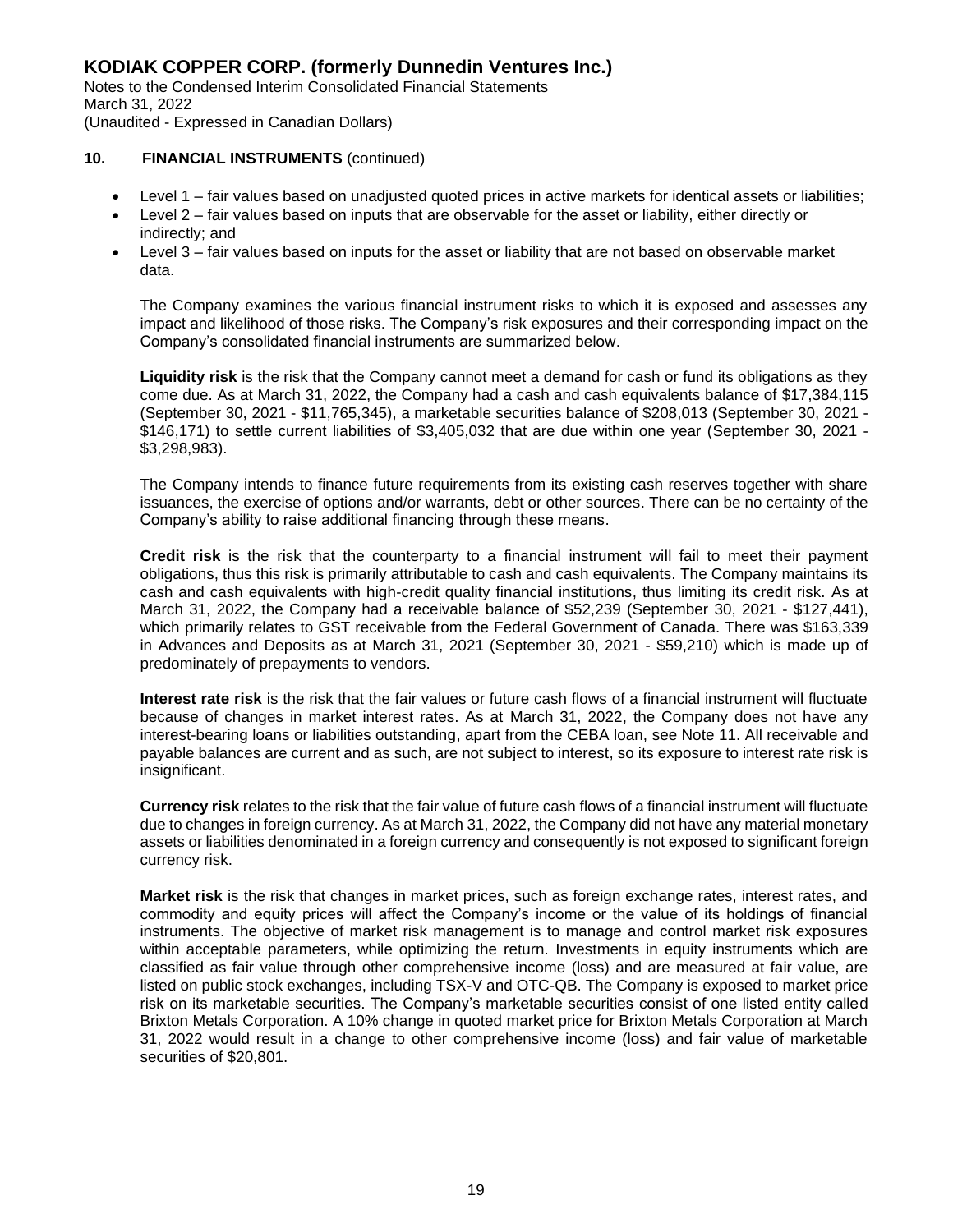## 10. FINANCIAL INSTRUMENTS (continued)

- Level 1 – fair values based on unadjusted quoted prices in active markets for identical assets or liabilities;
- Level 2 – fair values based on inputs that are observable for the asset or liability, either directly or indirectly; and
- Level 3 – fair values based on inputs for the asset or liability that are not based on observable market data.

The Company examines the various financial instrument risks to which it is exposed and assesses any impact and likelihood of those risks. The Company's risk exposures and their corresponding impact on the Company's consolidated financial instruments are summarized below.

**Liquidity risk** is the risk that the Company cannot meet a demand for cash or fund its obligations as they come due. As at March 31, 2022, the Company had a cash and cash equivalents balance of $17,384,115 (September 30, 2021 - $11,765,345), a marketable securities balance of $208,013 (September 30, 2021 - $146,171) to settle current liabilities of $3,405,032 that are due within one year (September 30, 2021 - $3,298,983).

The Company intends to finance future requirements from its existing cash reserves together with share issuances, the exercise of options and/or warrants, debt or other sources. There can be no certainty of the Company's ability to raise additional financing through these means.

**Credit risk** is the risk that the counterparty to a financial instrument will fail to meet their payment obligations, thus this risk is primarily attributable to cash and cash equivalents. The Company maintains its cash and cash equivalents with high-credit quality financial institutions, thus limiting its credit risk. As at March 31, 2022, the Company had a receivable balance of $52,239 (September 30, 2021 - $127,441), which primarily relates to GST receivable from the Federal Government of Canada. There was $163,339 in Advances and Deposits as at March 31, 2021 (September 30, 2021 - $59,210) which is made up of predominately of prepayments to vendors.

**Interest rate risk** is the risk that the fair values or future cash flows of a financial instrument will fluctuate because of changes in market interest rates. As at March 31, 2022, the Company does not have any interest-bearing loans or liabilities outstanding, apart from the CEBA loan, see Note 11. All receivable and payable balances are current and as such, are not subject to interest, so its exposure to interest rate risk is insignificant.

**Currency risk** relates to the risk that the fair value of future cash flows of a financial instrument will fluctuate due to changes in foreign currency. As at March 31, 2022, the Company did not have any material monetary assets or liabilities denominated in a foreign currency and consequently is not exposed to significant foreign currency risk.

**Market risk** is the risk that changes in market prices, such as foreign exchange rates, interest rates, and commodity and equity prices will affect the Company's income or the value of its holdings of financial instruments. The objective of market risk management is to manage and control market risk exposures within acceptable parameters, while optimizing the return. Investments in equity instruments which are classified as fair value through other comprehensive income (loss) and are measured at fair value, are listed on public stock exchanges, including TSX-V and OTC-QB. The Company is exposed to market price risk on its marketable securities. The Company's marketable securities consist of one listed entity called Brixton Metals Corporation. A 10% change in quoted market price for Brixton Metals Corporation at March 31, 2022 would result in a change to other comprehensive income (loss) and fair value of marketable securities of $20,801.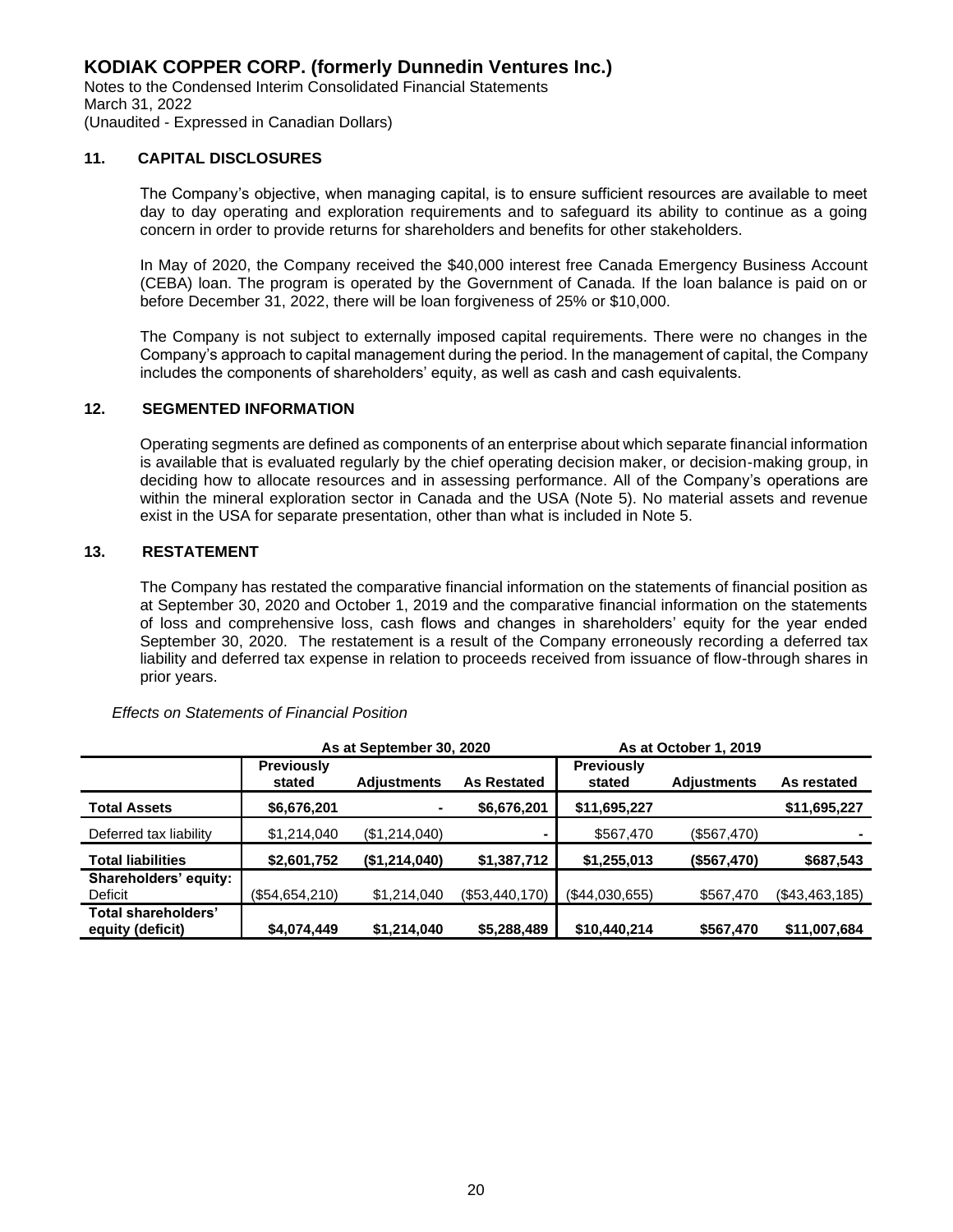# KODIAK COPPER CORP. (formerly Dunnedin Ventures Inc.)

Notes to the Condensed Interim Consolidated Financial Statements
March 31, 2022
(Unaudited - Expressed in Canadian Dollars)

## 11. CAPITAL DISCLOSURES

The Company's objective, when managing capital, is to ensure sufficient resources are available to meet day to day operating and exploration requirements and to safeguard its ability to continue as a going concern in order to provide returns for shareholders and benefits for other stakeholders.

In May of 2020, the Company received the $40,000 interest free Canada Emergency Business Account (CEBA) loan. The program is operated by the Government of Canada. If the loan balance is paid on or before December 31, 2022, there will be loan forgiveness of 25% or $10,000.

The Company is not subject to externally imposed capital requirements. There were no changes in the Company's approach to capital management during the period. In the management of capital, the Company includes the components of shareholders' equity, as well as cash and cash equivalents.

## 12. SEGMENTED INFORMATION

Operating segments are defined as components of an enterprise about which separate financial information is available that is evaluated regularly by the chief operating decision maker, or decision-making group, in deciding how to allocate resources and in assessing performance. All of the Company's operations are within the mineral exploration sector in Canada and the USA (Note 5). No material assets and revenue exist in the USA for separate presentation, other than what is included in Note 5.

## 13. RESTATEMENT

The Company has restated the comparative financial information on the statements of financial position as at September 30, 2020 and October 1, 2019 and the comparative financial information on the statements of loss and comprehensive loss, cash flows and changes in shareholders' equity for the year ended September 30, 2020. The restatement is a result of the Company erroneously recording a deferred tax liability and deferred tax expense in relation to proceeds received from issuance of flow-through shares in prior years.

*Effects on Statements of Financial Position*

| | As at September 30, 2020 | | | As at October 1, 2019 | | |
|---|---|---|---|---|---|---|
| | **Previously stated** | **Adjustments** | **As Restated** | **Previously stated** | **Adjustments** | **As restated** |
| **Total Assets** | **$6,676,201** | **-** | **$6,676,201** | **$11,695,227** | | **$11,695,227** |
| Deferred tax liability | $1,214,040 | ($1,214,040) | - | $567,470 | ($567,470) | - |
| **Total liabilities** | **$2,601,752** | **($1,214,040)** | **$1,387,712** | **$1,255,013** | **($567,470)** | **$687,543** |
| **Shareholders' equity:** Deficit | ($54,654,210) | $1,214,040 | ($53,440,170) | ($44,030,655) | $567,470 | ($43,463,185) |
| **Total shareholders' equity (deficit)** | **$4,074,449** | **$1,214,040** | **$5,288,489** | **$10,440,214** | **$567,470** | **$11,007,684** |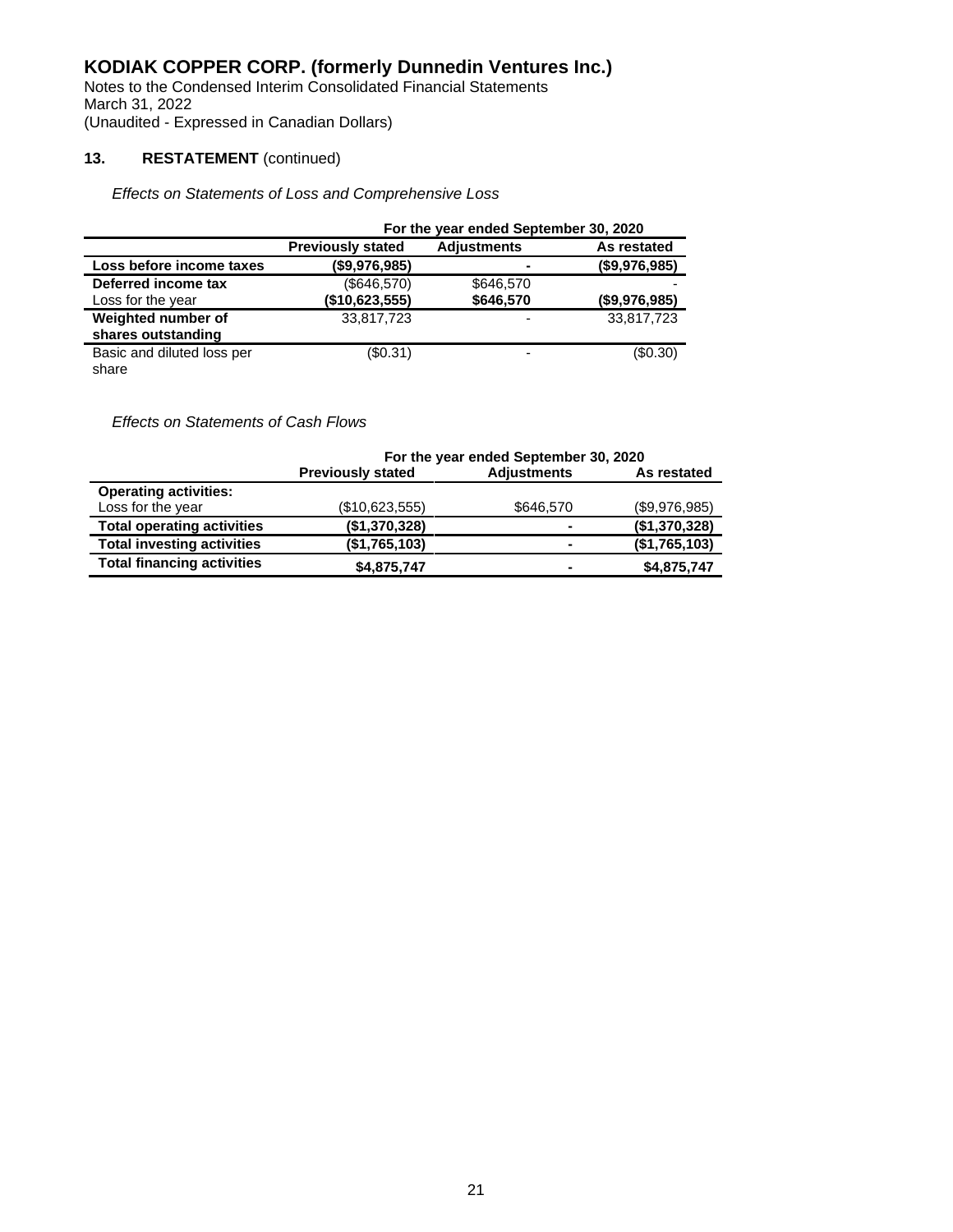# KODIAK COPPER CORP. (formerly Dunnedin Ventures Inc.)

Notes to the Condensed Interim Consolidated Financial Statements
March 31, 2022
(Unaudited - Expressed in Canadian Dollars)

## 13. RESTATEMENT (continued)

*Effects on Statements of Loss and Comprehensive Loss*

| | For the year ended September 30, 2020 | | |
|---|---|---|---|
| | **Previously stated** | **Adjustments** | **As restated** |
| **Loss before income taxes** | **($9,976,985)** | **-** | **($9,976,985)** |
| **Deferred income tax** | ($646,570) | $646,570 | - |
| Loss for the year | **($10,623,555)** | **$646,570** | **($9,976,985)** |
| **Weighted number of shares outstanding** | 33,817,723 | - | 33,817,723 |
| Basic and diluted loss per share | ($0.31) | - | ($0.30) |

*Effects on Statements of Cash Flows*

| | For the year ended September 30, 2020 | | |
|---|---|---|---|
| | **Previously stated** | **Adjustments** | **As restated** |
| **Operating activities:** | | | |
| Loss for the year | ($10,623,555) | $646,570 | ($9,976,985) |
| **Total operating activities** | **($1,370,328)** | **-** | **($1,370,328)** |
| **Total investing activities** | **($1,765,103)** | **-** | **($1,765,103)** |
| **Total financing activities** | **$4,875,747** | **-** | **$4,875,747** |